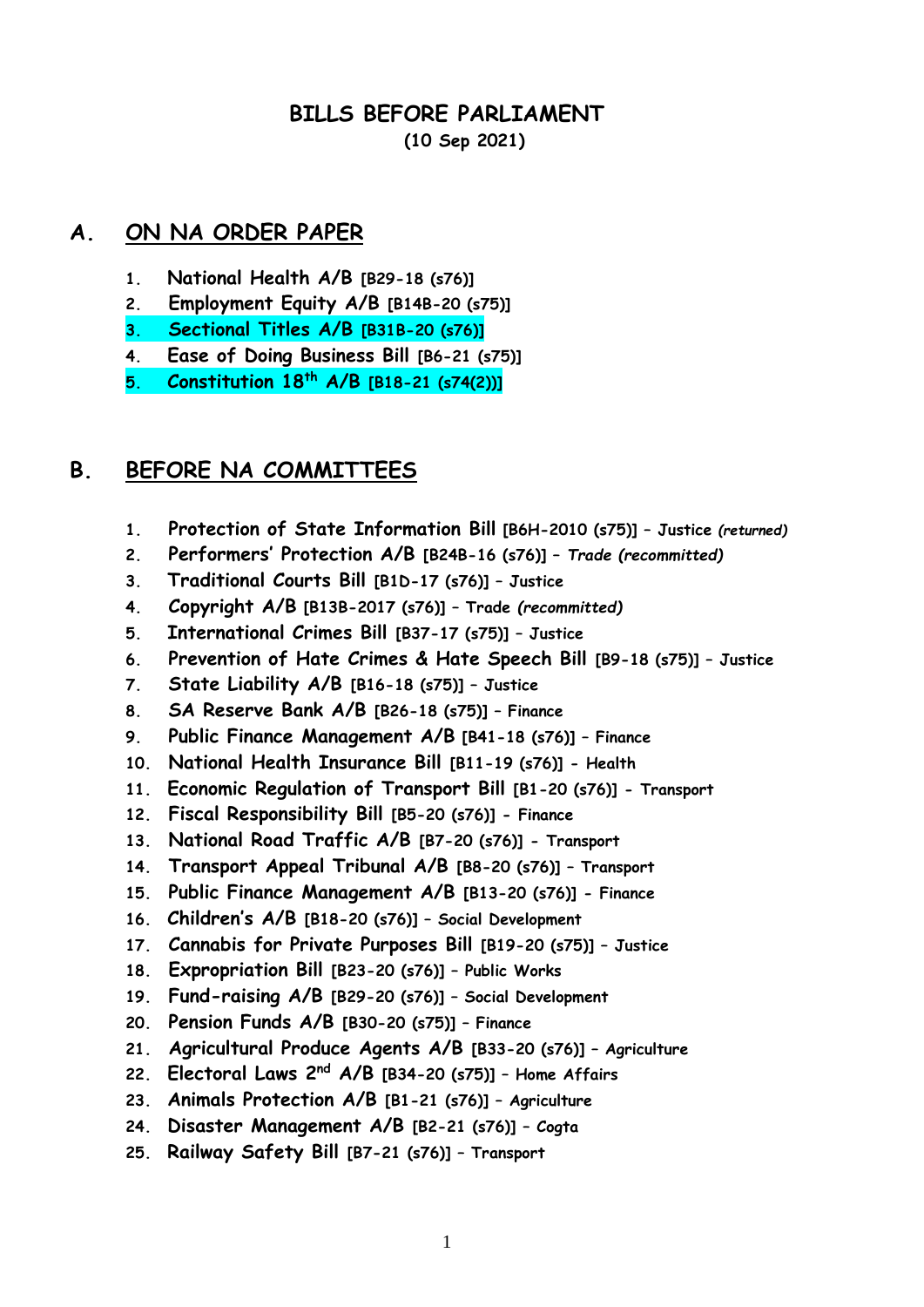# BILLS BEFORE PARLIAMENT

**(10 Sep 2021)**

## A. ON NA ORDER PAPER

1. **National Health A/B [B29-18 (s76)]**
2. **Employment Equity A/B [B14B-20 (s75)]**
3. **Sectional Titles A/B [B31B-20 (s76)]**
4. **Ease of Doing Business Bill [B6-21 (s75)]**
5. **Constitution 18th A/B [B18-21 (s74(2))]**

## B. BEFORE NA COMMITTEES

1. **Protection of State Information Bill [B6H-2010 (s75)] – Justice *(returned)***
2. **Performers' Protection A/B [B24B-16 (s76)] – *Trade (recommitted)***
3. **Traditional Courts Bill [B1D-17 (s76)] – Justice**
4. **Copyright A/B [B13B-2017 (s76)] – Trade *(recommitted)***
5. **International Crimes Bill [B37-17 (s75)] – Justice**
6. **Prevention of Hate Crimes & Hate Speech Bill [B9-18 (s75)] – Justice**
7. **State Liability A/B [B16-18 (s75)] – Justice**
8. **SA Reserve Bank A/B [B26-18 (s75)] – Finance**
9. **Public Finance Management A/B [B41-18 (s76)] – Finance**
10. **National Health Insurance Bill [B11-19 (s76)] - Health**
11. **Economic Regulation of Transport Bill [B1-20 (s76)] - Transport**
12. **Fiscal Responsibility Bill [B5-20 (s76)] - Finance**
13. **National Road Traffic A/B [B7-20 (s76)] - Transport**
14. **Transport Appeal Tribunal A/B [B8-20 (s76)] – Transport**
15. **Public Finance Management A/B [B13-20 (s76)] - Finance**
16. **Children's A/B [B18-20 (s76)] – Social Development**
17. **Cannabis for Private Purposes Bill [B19-20 (s75)] – Justice**
18. **Expropriation Bill [B23-20 (s76)] – Public Works**
19. **Fund-raising A/B [B29-20 (s76)] – Social Development**
20. **Pension Funds A/B [B30-20 (s75)] – Finance**
21. **Agricultural Produce Agents A/B [B33-20 (s76)] – Agriculture**
22. **Electoral Laws 2nd A/B [B34-20 (s75)] – Home Affairs**
23. **Animals Protection A/B [B1-21 (s76)] – Agriculture**
24. **Disaster Management A/B [B2-21 (s76)] – Cogta**
25. **Railway Safety Bill [B7-21 (s76)] – Transport**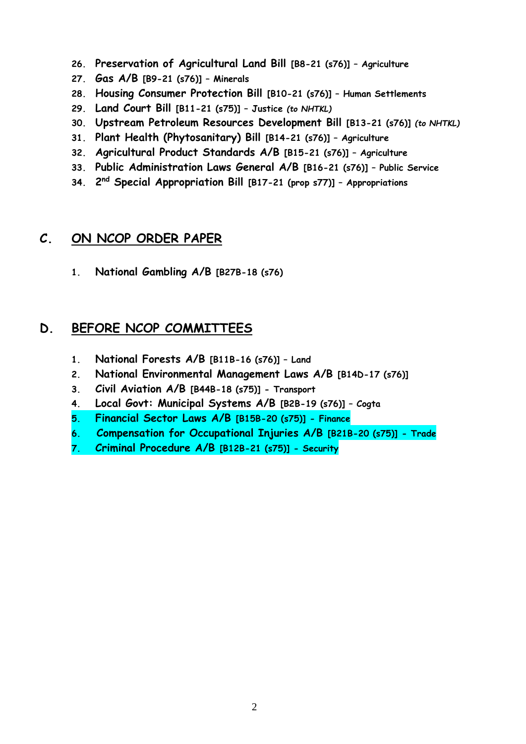26. **Preservation of Agricultural Land Bill** [B8-21 (s76)] – Agriculture
27. **Gas A/B** [B9-21 (s76)] – Minerals
28. **Housing Consumer Protection Bill** [B10-21 (s76)] – Human Settlements
29. **Land Court Bill** [B11-21 (s75)] – Justice *(to NHTKL)*
30. **Upstream Petroleum Resources Development Bill** [B13-21 (s76)] *(to NHTKL)*
31. **Plant Health (Phytosanitary) Bill** [B14-21 (s76)] – Agriculture
32. **Agricultural Product Standards A/B** [B15-21 (s76)] – Agriculture
33. **Public Administration Laws General A/B** [B16-21 (s76)] – Public Service
34. **2nd Special Appropriation Bill** [B17-21 (prop s77)] – Appropriations

## C. ON NCOP ORDER PAPER

1. **National Gambling A/B** [B27B-18 (s76)

## D. BEFORE NCOP COMMITTEES

1. **National Forests A/B** [B11B-16 (s76)] – Land
2. **National Environmental Management Laws A/B** [B14D-17 (s76)]
3. **Civil Aviation A/B** [B44B-18 (s75)] - Transport
4. **Local Govt: Municipal Systems A/B** [B2B-19 (s76)] – Cogta
5. **Financial Sector Laws A/B** [B15B-20 (s75)] - Finance
6. **Compensation for Occupational Injuries A/B** [B21B-20 (s75)] - Trade
7. **Criminal Procedure A/B** [B12B-21 (s75)] - Security